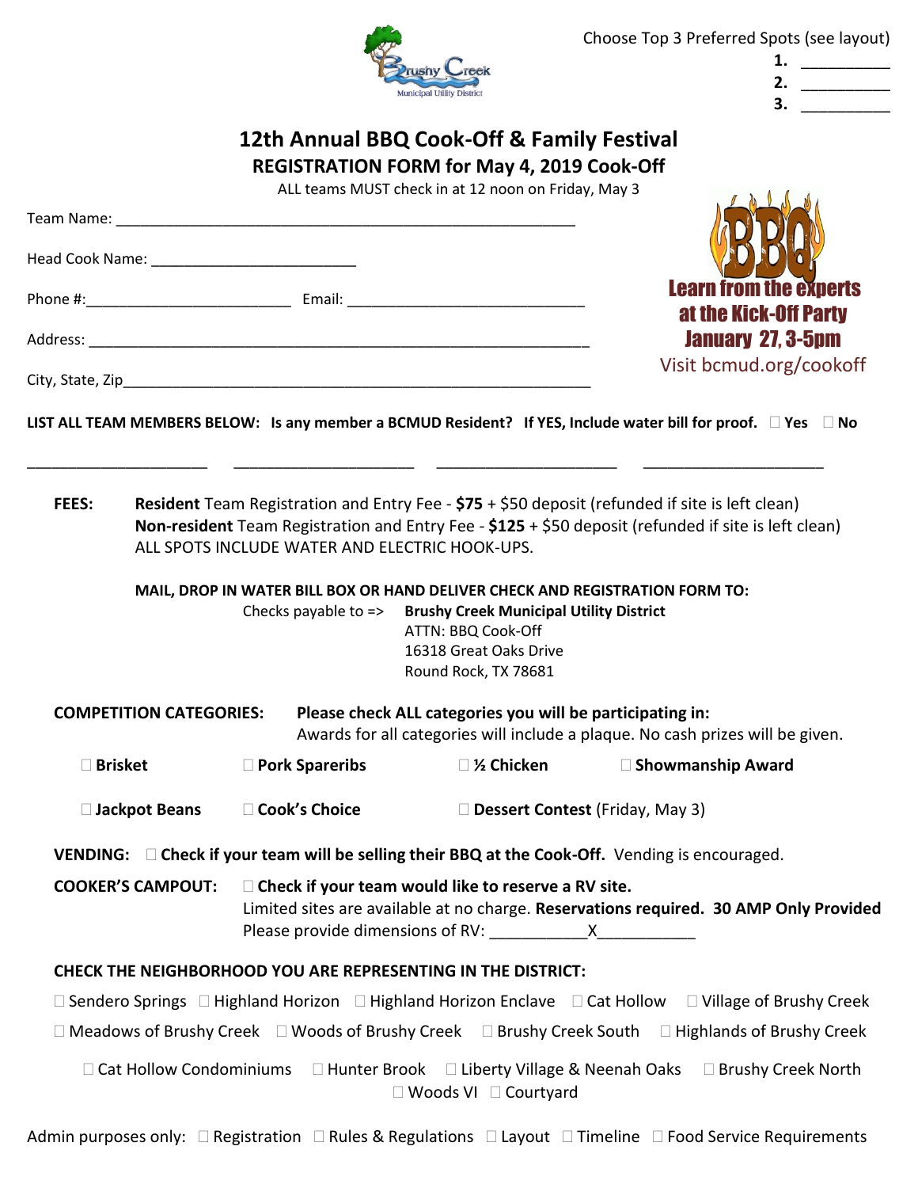Brushy Creek Municipal Utility District

Choose Top 3 Preferred Spots (see layout)

1. __________
2. __________
3. __________

# 12th Annual BBQ Cook-Off & Family Festival

## REGISTRATION FORM for May 4, 2019 Cook-Off

ALL teams MUST check in at 12 noon on Friday, May 3

**Learn from the experts at the Kick-Off Party January 27, 3-5pm**

Visit bcmud.org/cookoff

Team Name: ________________________________________________________

Head Cook Name: ________________________

Phone #:________________________ Email: ____________________________

Address: ____________________________________________________________

City, State, Zip_________________________________________________________

**LIST ALL TEAM MEMBERS BELOW: Is any member a BCMUD Resident? If YES, Include water bill for proof.** ☐ **Yes** ☐ **No**

_____________________ _____________________ _____________________ _____________________

**FEES:** **Resident** Team Registration and Entry Fee - **$75** + $50 deposit (refunded if site is left clean)
**Non-resident** Team Registration and Entry Fee - **$125** + $50 deposit (refunded if site is left clean)
ALL SPOTS INCLUDE WATER AND ELECTRIC HOOK-UPS.

**MAIL, DROP IN WATER BILL BOX OR HAND DELIVER CHECK AND REGISTRATION FORM TO:**

Checks payable to => **Brushy Creek Municipal Utility District**
ATTN: BBQ Cook-Off
16318 Great Oaks Drive
Round Rock, TX 78681

**COMPETITION CATEGORIES:** **Please check ALL categories you will be participating in:**
Awards for all categories will include a plaque. No cash prizes will be given.

☐ **Brisket** ☐ **Pork Spareribs** ☐ **½ Chicken** ☐ **Showmanship Award**

☐ **Jackpot Beans** ☐ **Cook's Choice** ☐ **Dessert Contest** (Friday, May 3)

**VENDING:** ☐ **Check if your team will be selling their BBQ at the Cook-Off.** Vending is encouraged.

**COOKER'S CAMPOUT:** ☐ **Check if your team would like to reserve a RV site.**
Limited sites are available at no charge. **Reservations required. 30 AMP Only Provided**
Please provide dimensions of RV: ___________X___________

**CHECK THE NEIGHBORHOOD YOU ARE REPRESENTING IN THE DISTRICT:**

☐ Sendero Springs ☐ Highland Horizon ☐ Highland Horizon Enclave ☐ Cat Hollow ☐ Village of Brushy Creek

☐ Meadows of Brushy Creek ☐ Woods of Brushy Creek ☐ Brushy Creek South ☐ Highlands of Brushy Creek

☐ Cat Hollow Condominiums ☐ Hunter Brook ☐ Liberty Village & Neenah Oaks ☐ Brushy Creek North

☐ Woods VI ☐ Courtyard

Admin purposes only: ☐ Registration ☐ Rules & Regulations ☐ Layout ☐ Timeline ☐ Food Service Requirements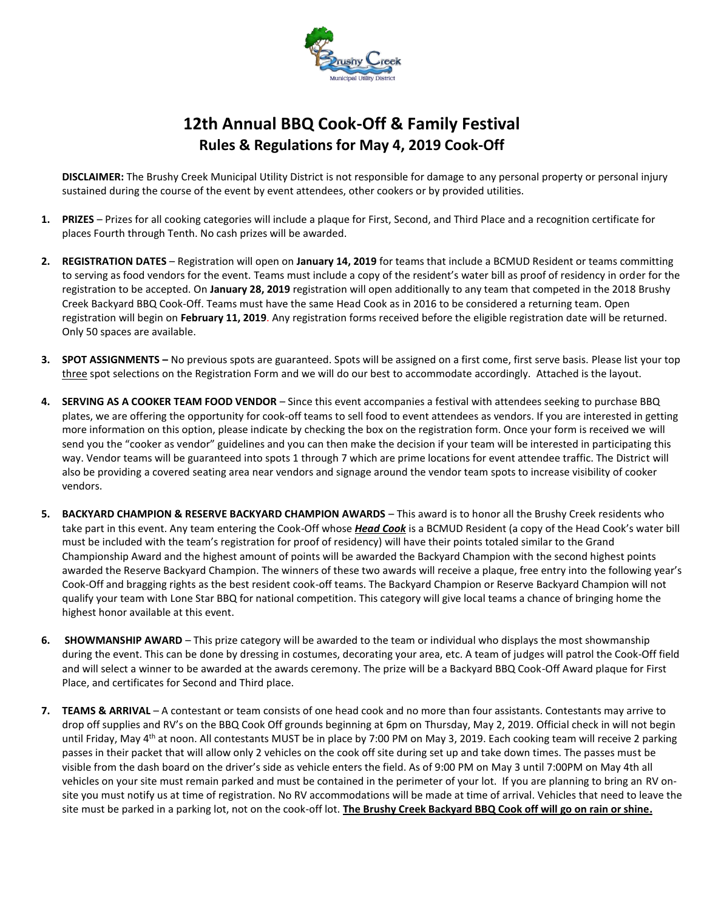# 12th Annual BBQ Cook-Off & Family Festival

## Rules & Regulations for May 4, 2019 Cook-Off

**DISCLAIMER:** The Brushy Creek Municipal Utility District is not responsible for damage to any personal property or personal injury sustained during the course of the event by event attendees, other cookers or by provided utilities.

1. **PRIZES** – Prizes for all cooking categories will include a plaque for First, Second, and Third Place and a recognition certificate for places Fourth through Tenth. No cash prizes will be awarded.

2. **REGISTRATION DATES** – Registration will open on **January 14, 2019** for teams that include a BCMUD Resident or teams committing to serving as food vendors for the event. Teams must include a copy of the resident's water bill as proof of residency in order for the registration to be accepted. On **January 28, 2019** registration will open additionally to any team that competed in the 2018 Brushy Creek Backyard BBQ Cook-Off. Teams must have the same Head Cook as in 2016 to be considered a returning team. Open registration will begin on **February 11, 2019**. Any registration forms received before the eligible registration date will be returned. Only 50 spaces are available.

3. **SPOT ASSIGNMENTS –** No previous spots are guaranteed. Spots will be assigned on a first come, first serve basis. Please list your top <u>three</u> spot selections on the Registration Form and we will do our best to accommodate accordingly. Attached is the layout.

4. **SERVING AS A COOKER TEAM FOOD VENDOR** – Since this event accompanies a festival with attendees seeking to purchase BBQ plates, we are offering the opportunity for cook-off teams to sell food to event attendees as vendors. If you are interested in getting more information on this option, please indicate by checking the box on the registration form. Once your form is received we will send you the "cooker as vendor" guidelines and you can then make the decision if your team will be interested in participating this way. Vendor teams will be guaranteed into spots 1 through 7 which are prime locations for event attendee traffic. The District will also be providing a covered seating area near vendors and signage around the vendor team spots to increase visibility of cooker vendors.

5. **BACKYARD CHAMPION & RESERVE BACKYARD CHAMPION AWARDS** – This award is to honor all the Brushy Creek residents who take part in this event. Any team entering the Cook-Off whose ***<u>Head Cook</u>*** is a BCMUD Resident (a copy of the Head Cook's water bill must be included with the team's registration for proof of residency) will have their points totaled similar to the Grand Championship Award and the highest amount of points will be awarded the Backyard Champion with the second highest points awarded the Reserve Backyard Champion. The winners of these two awards will receive a plaque, free entry into the following year's Cook-Off and bragging rights as the best resident cook-off teams. The Backyard Champion or Reserve Backyard Champion will not qualify your team with Lone Star BBQ for national competition. This category will give local teams a chance of bringing home the highest honor available at this event.

6. **SHOWMANSHIP AWARD** – This prize category will be awarded to the team or individual who displays the most showmanship during the event. This can be done by dressing in costumes, decorating your area, etc. A team of judges will patrol the Cook-Off field and will select a winner to be awarded at the awards ceremony. The prize will be a Backyard BBQ Cook-Off Award plaque for First Place, and certificates for Second and Third place.

7. **TEAMS & ARRIVAL** – A contestant or team consists of one head cook and no more than four assistants. Contestants may arrive to drop off supplies and RV's on the BBQ Cook Off grounds beginning at 6pm on Thursday, May 2, 2019. Official check in will not begin until Friday, May 4th at noon. All contestants MUST be in place by 7:00 PM on May 3, 2019. Each cooking team will receive 2 parking passes in their packet that will allow only 2 vehicles on the cook off site during set up and take down times. The passes must be visible from the dash board on the driver's side as vehicle enters the field. As of 9:00 PM on May 3 until 7:00PM on May 4th all vehicles on your site must remain parked and must be contained in the perimeter of your lot. If you are planning to bring an RV on-site you must notify us at time of registration. No RV accommodations will be made at time of arrival. Vehicles that need to leave the site must be parked in a parking lot, not on the cook-off lot. **<u>The Brushy Creek Backyard BBQ Cook off will go on rain or shine.</u>**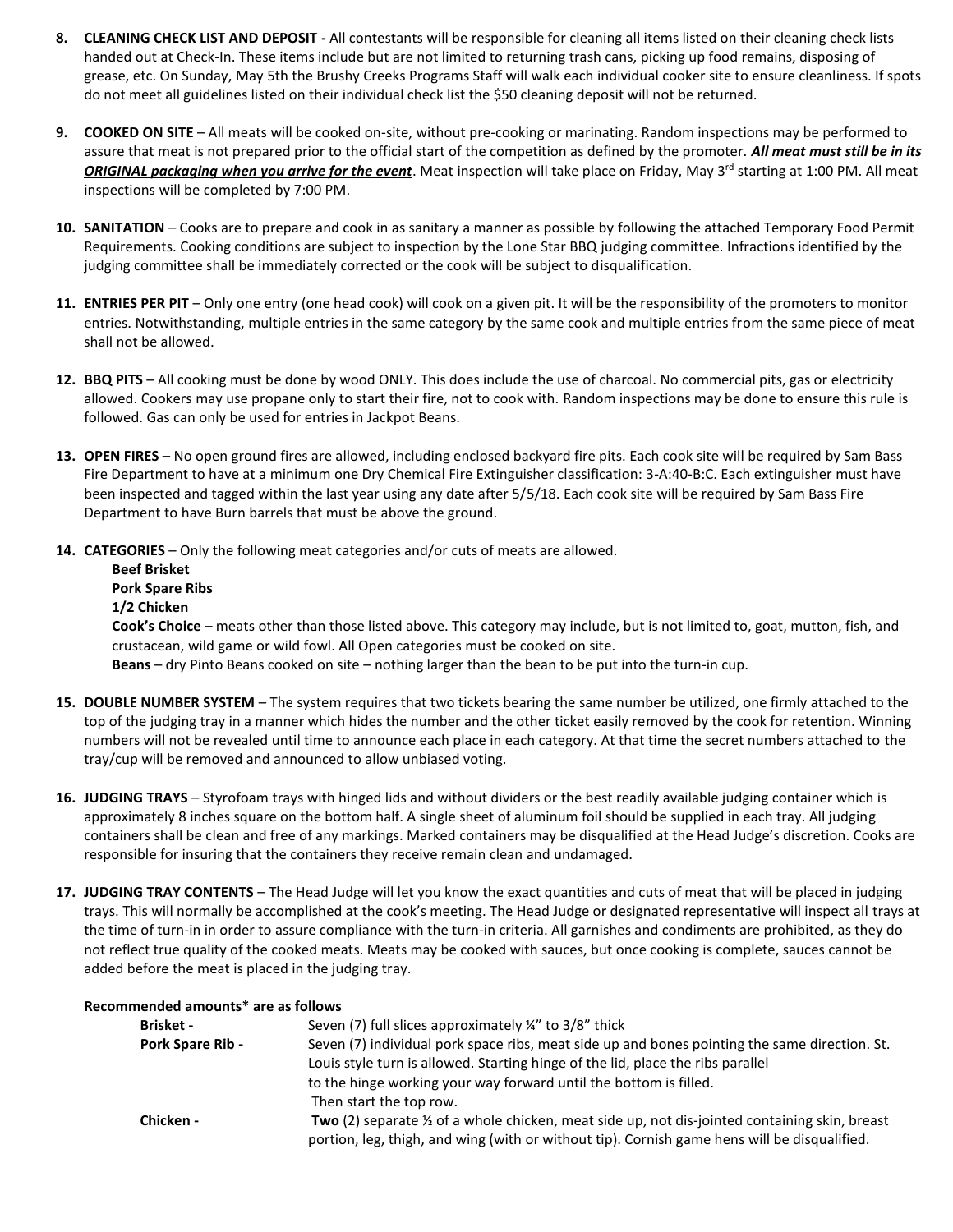8. **CLEANING CHECK LIST AND DEPOSIT -** All contestants will be responsible for cleaning all items listed on their cleaning check lists handed out at Check-In. These items include but are not limited to returning trash cans, picking up food remains, disposing of grease, etc. On Sunday, May 5th the Brushy Creeks Programs Staff will walk each individual cooker site to ensure cleanliness. If spots do not meet all guidelines listed on their individual check list the $50 cleaning deposit will not be returned.

9. **COOKED ON SITE** – All meats will be cooked on-site, without pre-cooking or marinating. Random inspections may be performed to assure that meat is not prepared prior to the official start of the competition as defined by the promoter. ***<u>All meat must still be in its ORIGINAL packaging when you arrive for the event</u>***. Meat inspection will take place on Friday, May 3rd starting at 1:00 PM. All meat inspections will be completed by 7:00 PM.

10. **SANITATION** – Cooks are to prepare and cook in as sanitary a manner as possible by following the attached Temporary Food Permit Requirements. Cooking conditions are subject to inspection by the Lone Star BBQ judging committee. Infractions identified by the judging committee shall be immediately corrected or the cook will be subject to disqualification.

11. **ENTRIES PER PIT** – Only one entry (one head cook) will cook on a given pit. It will be the responsibility of the promoters to monitor entries. Notwithstanding, multiple entries in the same category by the same cook and multiple entries from the same piece of meat shall not be allowed.

12. **BBQ PITS** – All cooking must be done by wood ONLY. This does include the use of charcoal. No commercial pits, gas or electricity allowed. Cookers may use propane only to start their fire, not to cook with. Random inspections may be done to ensure this rule is followed. Gas can only be used for entries in Jackpot Beans.

13. **OPEN FIRES** – No open ground fires are allowed, including enclosed backyard fire pits. Each cook site will be required by Sam Bass Fire Department to have at a minimum one Dry Chemical Fire Extinguisher classification: 3-A:40-B:C. Each extinguisher must have been inspected and tagged within the last year using any date after 5/5/18. Each cook site will be required by Sam Bass Fire Department to have Burn barrels that must be above the ground.

14. **CATEGORIES** – Only the following meat categories and/or cuts of meats are allowed.
    - **Beef Brisket**
    - **Pork Spare Ribs**
    - **1/2 Chicken**
    - **Cook's Choice** – meats other than those listed above. This category may include, but is not limited to, goat, mutton, fish, and crustacean, wild game or wild fowl. All Open categories must be cooked on site.
    - **Beans** – dry Pinto Beans cooked on site – nothing larger than the bean to be put into the turn-in cup.

15. **DOUBLE NUMBER SYSTEM** – The system requires that two tickets bearing the same number be utilized, one firmly attached to the top of the judging tray in a manner which hides the number and the other ticket easily removed by the cook for retention. Winning numbers will not be revealed until time to announce each place in each category. At that time the secret numbers attached to the tray/cup will be removed and announced to allow unbiased voting.

16. **JUDGING TRAYS** – Styrofoam trays with hinged lids and without dividers or the best readily available judging container which is approximately 8 inches square on the bottom half. A single sheet of aluminum foil should be supplied in each tray. All judging containers shall be clean and free of any markings. Marked containers may be disqualified at the Head Judge's discretion. Cooks are responsible for insuring that the containers they receive remain clean and undamaged.

17. **JUDGING TRAY CONTENTS** – The Head Judge will let you know the exact quantities and cuts of meat that will be placed in judging trays. This will normally be accomplished at the cook's meeting. The Head Judge or designated representative will inspect all trays at the time of turn-in in order to assure compliance with the turn-in criteria. All garnishes and condiments are prohibited, as they do not reflect true quality of the cooked meats. Meats may be cooked with sauces, but once cooking is complete, sauces cannot be added before the meat is placed in the judging tray.

**Recommended amounts* are as follows**

| | |
|---|---|
| **Brisket -** | Seven (7) full slices approximately ¼" to 3/8" thick |
| **Pork Spare Rib -** | Seven (7) individual pork space ribs, meat side up and bones pointing the same direction. St. Louis style turn is allowed. Starting hinge of the lid, place the ribs parallel to the hinge working your way forward until the bottom is filled. Then start the top row. |
| **Chicken -** | **Two** (2) separate ½ of a whole chicken, meat side up, not dis-jointed containing skin, breast portion, leg, thigh, and wing (with or without tip). Cornish game hens will be disqualified. |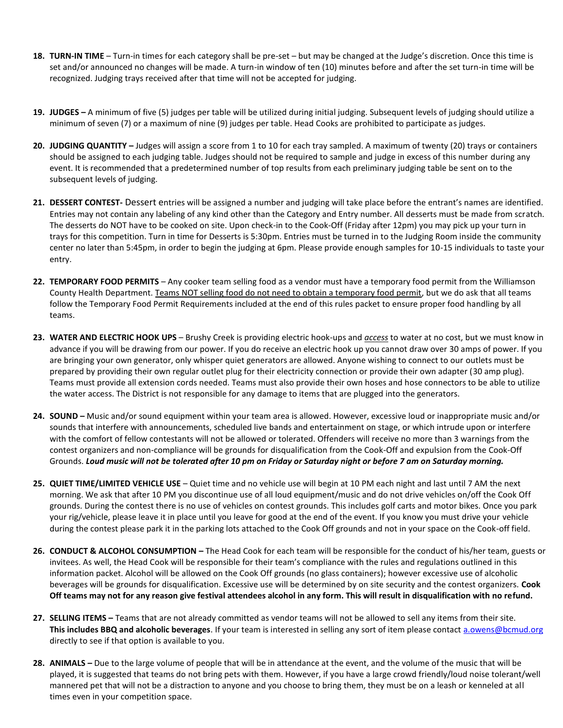18. **TURN-IN TIME** – Turn-in times for each category shall be pre-set – but may be changed at the Judge's discretion. Once this time is set and/or announced no changes will be made. A turn-in window of ten (10) minutes before and after the set turn-in time will be recognized. Judging trays received after that time will not be accepted for judging.

19. **JUDGES –** A minimum of five (5) judges per table will be utilized during initial judging. Subsequent levels of judging should utilize a minimum of seven (7) or a maximum of nine (9) judges per table. Head Cooks are prohibited to participate as judges.

20. **JUDGING QUANTITY –** Judges will assign a score from 1 to 10 for each tray sampled. A maximum of twenty (20) trays or containers should be assigned to each judging table. Judges should not be required to sample and judge in excess of this number during any event. It is recommended that a predetermined number of top results from each preliminary judging table be sent on to the subsequent levels of judging.

21. **DESSERT CONTEST-** Dessert entries will be assigned a number and judging will take place before the entrant's names are identified. Entries may not contain any labeling of any kind other than the Category and Entry number. All desserts must be made from scratch. The desserts do NOT have to be cooked on site. Upon check-in to the Cook-Off (Friday after 12pm) you may pick up your turn in trays for this competition. Turn in time for Desserts is 5:30pm. Entries must be turned in to the Judging Room inside the community center no later than 5:45pm, in order to begin the judging at 6pm. Please provide enough samples for 10-15 individuals to taste your entry.

22. **TEMPORARY FOOD PERMITS** – Any cooker team selling food as a vendor must have a temporary food permit from the Williamson County Health Department. <u>Teams NOT selling food do not need to obtain a temporary food permit</u>, but we do ask that all teams follow the Temporary Food Permit Requirements included at the end of this rules packet to ensure proper food handling by all teams.

23. **WATER AND ELECTRIC HOOK UPS** – Brushy Creek is providing electric hook-ups and <u>*access*</u> to water at no cost, but we must know in advance if you will be drawing from our power. If you do receive an electric hook up you cannot draw over 30 amps of power. If you are bringing your own generator, only whisper quiet generators are allowed. Anyone wishing to connect to our outlets must be prepared by providing their own regular outlet plug for their electricity connection or provide their own adapter (30 amp plug). Teams must provide all extension cords needed. Teams must also provide their own hoses and hose connectors to be able to utilize the water access. The District is not responsible for any damage to items that are plugged into the generators.

24. **SOUND –** Music and/or sound equipment within your team area is allowed. However, excessive loud or inappropriate music and/or sounds that interfere with announcements, scheduled live bands and entertainment on stage, or which intrude upon or interfere with the comfort of fellow contestants will not be allowed or tolerated. Offenders will receive no more than 3 warnings from the contest organizers and non-compliance will be grounds for disqualification from the Cook-Off and expulsion from the Cook-Off Grounds. ***Loud music will not be tolerated after 10 pm on Friday or Saturday night or before 7 am on Saturday morning.***

25. **QUIET TIME/LIMITED VEHICLE USE** – Quiet time and no vehicle use will begin at 10 PM each night and last until 7 AM the next morning. We ask that after 10 PM you discontinue use of all loud equipment/music and do not drive vehicles on/off the Cook Off grounds. During the contest there is no use of vehicles on contest grounds. This includes golf carts and motor bikes. Once you park your rig/vehicle, please leave it in place until you leave for good at the end of the event. If you know you must drive your vehicle during the contest please park it in the parking lots attached to the Cook Off grounds and not in your space on the Cook-off field.

26. **CONDUCT & ALCOHOL CONSUMPTION –** The Head Cook for each team will be responsible for the conduct of his/her team, guests or invitees. As well, the Head Cook will be responsible for their team's compliance with the rules and regulations outlined in this information packet. Alcohol will be allowed on the Cook Off grounds (no glass containers); however excessive use of alcoholic beverages will be grounds for disqualification. Excessive use will be determined by on site security and the contest organizers. **Cook Off teams may not for any reason give festival attendees alcohol in any form. This will result in disqualification with no refund.**

27. **SELLING ITEMS –** Teams that are not already committed as vendor teams will not be allowed to sell any items from their site. **This includes BBQ and alcoholic beverages**. If your team is interested in selling any sort of item please contact a.owens@bcmud.org directly to see if that option is available to you.

28. **ANIMALS –** Due to the large volume of people that will be in attendance at the event, and the volume of the music that will be played, it is suggested that teams do not bring pets with them. However, if you have a large crowd friendly/loud noise tolerant/well mannered pet that will not be a distraction to anyone and you choose to bring them, they must be on a leash or kenneled at all times even in your competition space.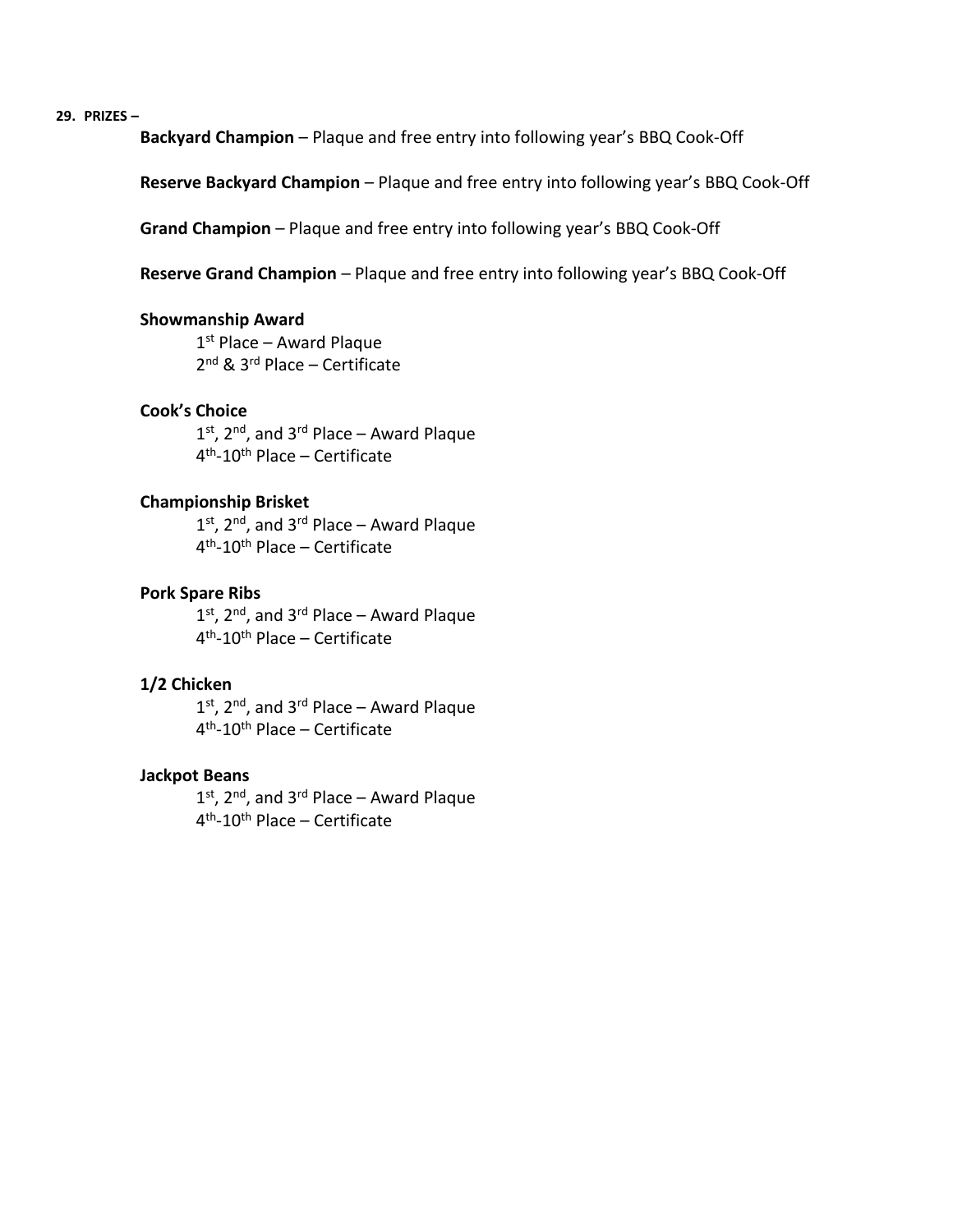**29. PRIZES –**

**Backyard Champion** – Plaque and free entry into following year's BBQ Cook-Off

**Reserve Backyard Champion** – Plaque and free entry into following year's BBQ Cook-Off

**Grand Champion** – Plaque and free entry into following year's BBQ Cook-Off

**Reserve Grand Champion** – Plaque and free entry into following year's BBQ Cook-Off

**Showmanship Award**

1st Place – Award Plaque
2nd & 3rd Place – Certificate

**Cook's Choice**

1st, 2nd, and 3rd Place – Award Plaque
4th-10th Place – Certificate

**Championship Brisket**

1st, 2nd, and 3rd Place – Award Plaque
4th-10th Place – Certificate

**Pork Spare Ribs**

1st, 2nd, and 3rd Place – Award Plaque
4th-10th Place – Certificate

**1/2 Chicken**

1st, 2nd, and 3rd Place – Award Plaque
4th-10th Place – Certificate

**Jackpot Beans**

1st, 2nd, and 3rd Place – Award Plaque
4th-10th Place – Certificate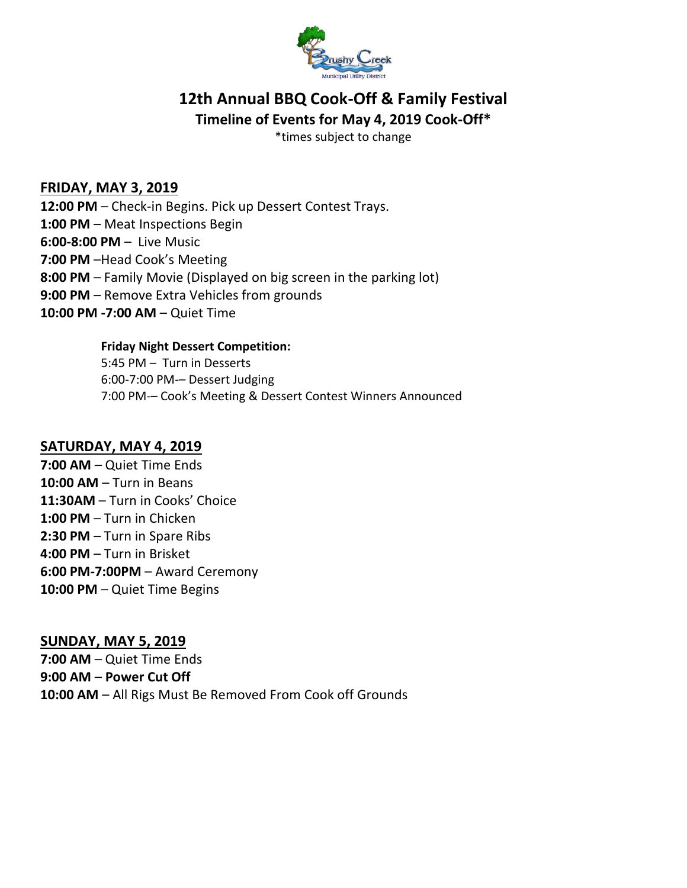# 12th Annual BBQ Cook-Off & Family Festival

**Timeline of Events for May 4, 2019 Cook-Off***

*times subject to change

## FRIDAY, MAY 3, 2019

**12:00 PM** – Check-in Begins. Pick up Dessert Contest Trays.
**1:00 PM** – Meat Inspections Begin
**6:00-8:00 PM** – Live Music
**7:00 PM** –Head Cook's Meeting
**8:00 PM** – Family Movie (Displayed on big screen in the parking lot)
**9:00 PM** – Remove Extra Vehicles from grounds
**10:00 PM -7:00 AM** – Quiet Time

**Friday Night Dessert Competition:**
5:45 PM – Turn in Desserts
6:00-7:00 PM-– Dessert Judging
7:00 PM-– Cook's Meeting & Dessert Contest Winners Announced

## SATURDAY, MAY 4, 2019

**7:00 AM** – Quiet Time Ends
**10:00 AM** – Turn in Beans
**11:30AM** – Turn in Cooks' Choice
**1:00 PM** – Turn in Chicken
**2:30 PM** – Turn in Spare Ribs
**4:00 PM** – Turn in Brisket
**6:00 PM-7:00PM** – Award Ceremony
**10:00 PM** – Quiet Time Begins

## SUNDAY, MAY 5, 2019

**7:00 AM** – Quiet Time Ends
**9:00 AM** – **Power Cut Off**
**10:00 AM** – All Rigs Must Be Removed From Cook off Grounds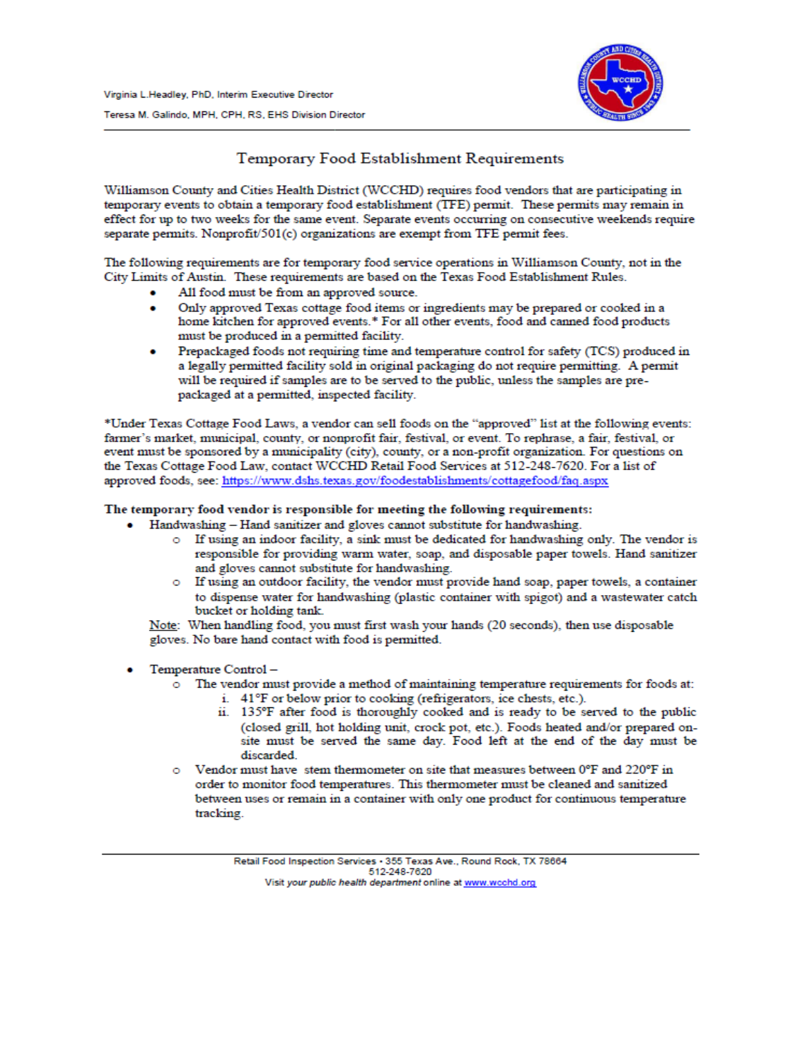Virginia L.Headley, PhD, Interim Executive Director

Teresa M. Galindo, MPH, CPH, RS, EHS Division Director

## Temporary Food Establishment Requirements

Williamson County and Cities Health District (WCCHD) requires food vendors that are participating in temporary events to obtain a temporary food establishment (TFE) permit. These permits may remain in effect for up to two weeks for the same event. Separate events occurring on consecutive weekends require separate permits. Nonprofit/501(c) organizations are exempt from TFE permit fees.

The following requirements are for temporary food service operations in Williamson County, not in the City Limits of Austin. These requirements are based on the Texas Food Establishment Rules.

- All food must be from an approved source.
- Only approved Texas cottage food items or ingredients may be prepared or cooked in a home kitchen for approved events.* For all other events, food and canned food products must be produced in a permitted facility.
- Prepackaged foods not requiring time and temperature control for safety (TCS) produced in a legally permitted facility sold in original packaging do not require permitting. A permit will be required if samples are to be served to the public, unless the samples are pre-packaged at a permitted, inspected facility.

*Under Texas Cottage Food Laws, a vendor can sell foods on the "approved" list at the following events: farmer's market, municipal, county, or nonprofit fair, festival, or event. To rephrase, a fair, festival, or event must be sponsored by a municipality (city), county, or a non-profit organization. For questions on the Texas Cottage Food Law, contact WCCHD Retail Food Services at 512-248-7620. For a list of approved foods, see: https://www.dshs.texas.gov/foodestablishments/cottagefood/faq.aspx

**The temporary food vendor is responsible for meeting the following requirements:**

- Handwashing – Hand sanitizer and gloves cannot substitute for handwashing.
  - If using an indoor facility, a sink must be dedicated for handwashing only. The vendor is responsible for providing warm water, soap, and disposable paper towels. Hand sanitizer and gloves cannot substitute for handwashing.
  - If using an outdoor facility, the vendor must provide hand soap, paper towels, a container to dispense water for handwashing (plastic container with spigot) and a wastewater catch bucket or holding tank.

  Note: When handling food, you must first wash your hands (20 seconds), then use disposable gloves. No bare hand contact with food is permitted.

- Temperature Control –
  - The vendor must provide a method of maintaining temperature requirements for foods at:
    - i. 41°F or below prior to cooking (refrigerators, ice chests, etc.).
    - ii. 135°F after food is thoroughly cooked and is ready to be served to the public (closed grill, hot holding unit, crock pot, etc.). Foods heated and/or prepared on-site must be served the same day. Food left at the end of the day must be discarded.
  - Vendor must have stem thermometer on site that measures between 0°F and 220°F in order to monitor food temperatures. This thermometer must be cleaned and sanitized between uses or remain in a container with only one product for continuous temperature tracking.

Retail Food Inspection Services • 355 Texas Ave., Round Rock, TX 78664
512-248-7620
Visit *your public health department* online at www.wcchd.org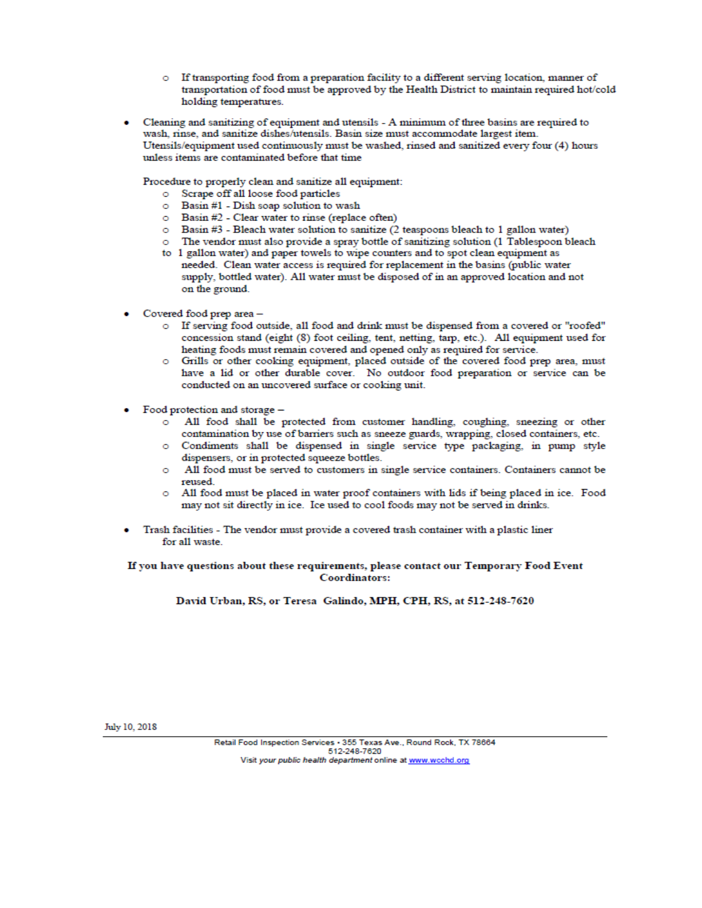- If transporting food from a preparation facility to a different serving location, manner of transportation of food must be approved by the Health District to maintain required hot/cold holding temperatures.

- Cleaning and sanitizing of equipment and utensils - A minimum of three basins are required to wash, rinse, and sanitize dishes/utensils. Basin size must accommodate largest item. Utensils/equipment used continuously must be washed, rinsed and sanitized every four (4) hours unless items are contaminated before that time

  Procedure to properly clean and sanitize all equipment:
  - Scrape off all loose food particles
  - Basin #1 - Dish soap solution to wash
  - Basin #2 - Clear water to rinse (replace often)
  - Basin #3 - Bleach water solution to sanitize (2 teaspoons bleach to 1 gallon water)
  - The vendor must also provide a spray bottle of sanitizing solution (1 Tablespoon bleach to 1 gallon water) and paper towels to wipe counters and to spot clean equipment as needed. Clean water access is required for replacement in the basins (public water supply, bottled water). All water must be disposed of in an approved location and not on the ground.

- Covered food prep area –
  - If serving food outside, all food and drink must be dispensed from a covered or "roofed" concession stand (eight (8) foot ceiling, tent, netting, tarp, etc.). All equipment used for heating foods must remain covered and opened only as required for service.
  - Grills or other cooking equipment, placed outside of the covered food prep area, must have a lid or other durable cover. No outdoor food preparation or service can be conducted on an uncovered surface or cooking unit.

- Food protection and storage –
  - All food shall be protected from customer handling, coughing, sneezing or other contamination by use of barriers such as sneeze guards, wrapping, closed containers, etc.
  - Condiments shall be dispensed in single service type packaging, in pump style dispensers, or in protected squeeze bottles.
  - All food must be served to customers in single service containers. Containers cannot be reused.
  - All food must be placed in water proof containers with lids if being placed in ice. Food may not sit directly in ice. Ice used to cool foods may not be served in drinks.

- Trash facilities - The vendor must provide a covered trash container with a plastic liner for all waste.

**If you have questions about these requirements, please contact our Temporary Food Event Coordinators:**

**David Urban, RS, or Teresa Galindo, MPH, CPH, RS, at 512-248-7620**

July 10, 2018

Retail Food Inspection Services • 355 Texas Ave., Round Rock, TX 78664
512-248-7620
Visit *your public health department* online at www.wcchd.org